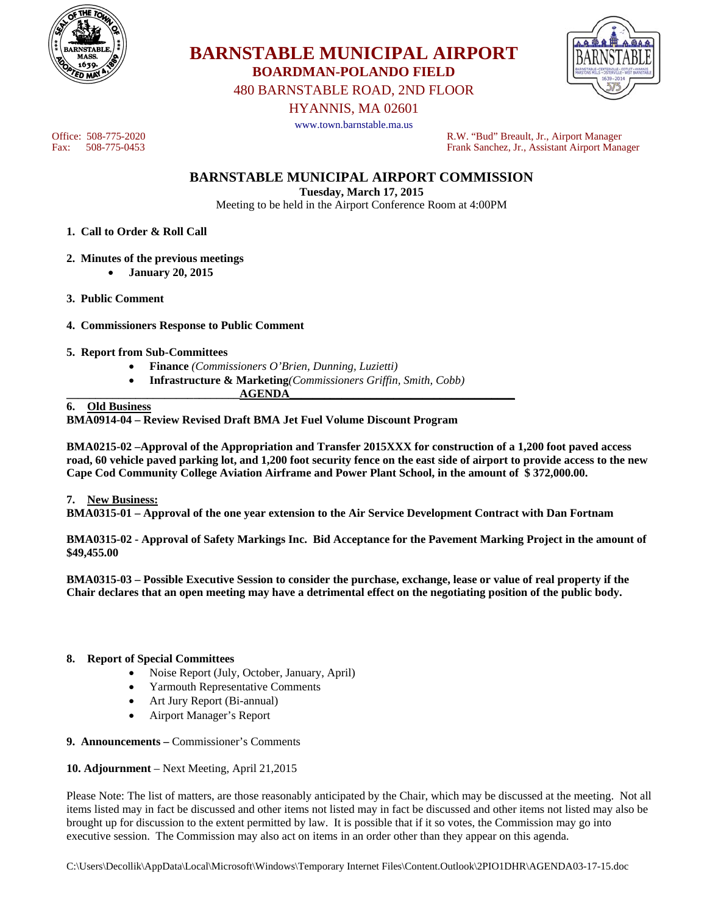# BARNSTABLE MUNICIPAL AIRPORT

## BOARDMAN-POLANDO FIELD

480 BARNSTABLE ROAD, 2ND FLOOR

HYANNIS, MA 02601

www.town.barnstable.ma.us

Office: 508-775-2020
Fax: 508-775-0453

R.W. "Bud" Breault, Jr., Airport Manager
Frank Sanchez, Jr., Assistant Airport Manager

## BARNSTABLE MUNICIPAL AIRPORT COMMISSION

**Tuesday, March 17, 2015**

Meeting to be held in the Airport Conference Room at 4:00PM

1. **Call to Order & Roll Call**

2. **Minutes of the previous meetings**
   - **January 20, 2015**

3. **Public Comment**

4. **Commissioners Response to Public Comment**

5. **Report from Sub-Committees**
   - **Finance** *(Commissioners O'Brien, Dunning, Luzietti)*
   - **Infrastructure & Marketing** *(Commissioners Griffin, Smith, Cobb)*

**AGENDA**

6. **Old Business**

**BMA0914-04 – Review Revised Draft BMA Jet Fuel Volume Discount Program**

**BMA0215-02 –Approval of the Appropriation and Transfer 2015XXX for construction of a 1,200 foot paved access road, 60 vehicle paved parking lot, and 1,200 foot security fence on the east side of airport to provide access to the new Cape Cod Community College Aviation Airframe and Power Plant School, in the amount of $ 372,000.00.**

7. **New Business:**

**BMA0315-01 – Approval of the one year extension to the Air Service Development Contract with Dan Fortnam**

**BMA0315-02 - Approval of Safety Markings Inc. Bid Acceptance for the Pavement Marking Project in the amount of $49,455.00**

**BMA0315-03 – Possible Executive Session to consider the purchase, exchange, lease or value of real property if the Chair declares that an open meeting may have a detrimental effect on the negotiating position of the public body.**

8. **Report of Special Committees**
   - Noise Report (July, October, January, April)
   - Yarmouth Representative Comments
   - Art Jury Report (Bi-annual)
   - Airport Manager's Report

9. **Announcements –** Commissioner's Comments

10. **Adjournment** – Next Meeting, April 21,2015

Please Note: The list of matters, are those reasonably anticipated by the Chair, which may be discussed at the meeting. Not all items listed may in fact be discussed and other items not listed may in fact be discussed and other items not listed may also be brought up for discussion to the extent permitted by law. It is possible that if it so votes, the Commission may go into executive session. The Commission may also act on items in an order other than they appear on this agenda.

C:\Users\Decollik\AppData\Local\Microsoft\Windows\Temporary Internet Files\Content.Outlook\2PIO1DHR\AGENDA03-17-15.doc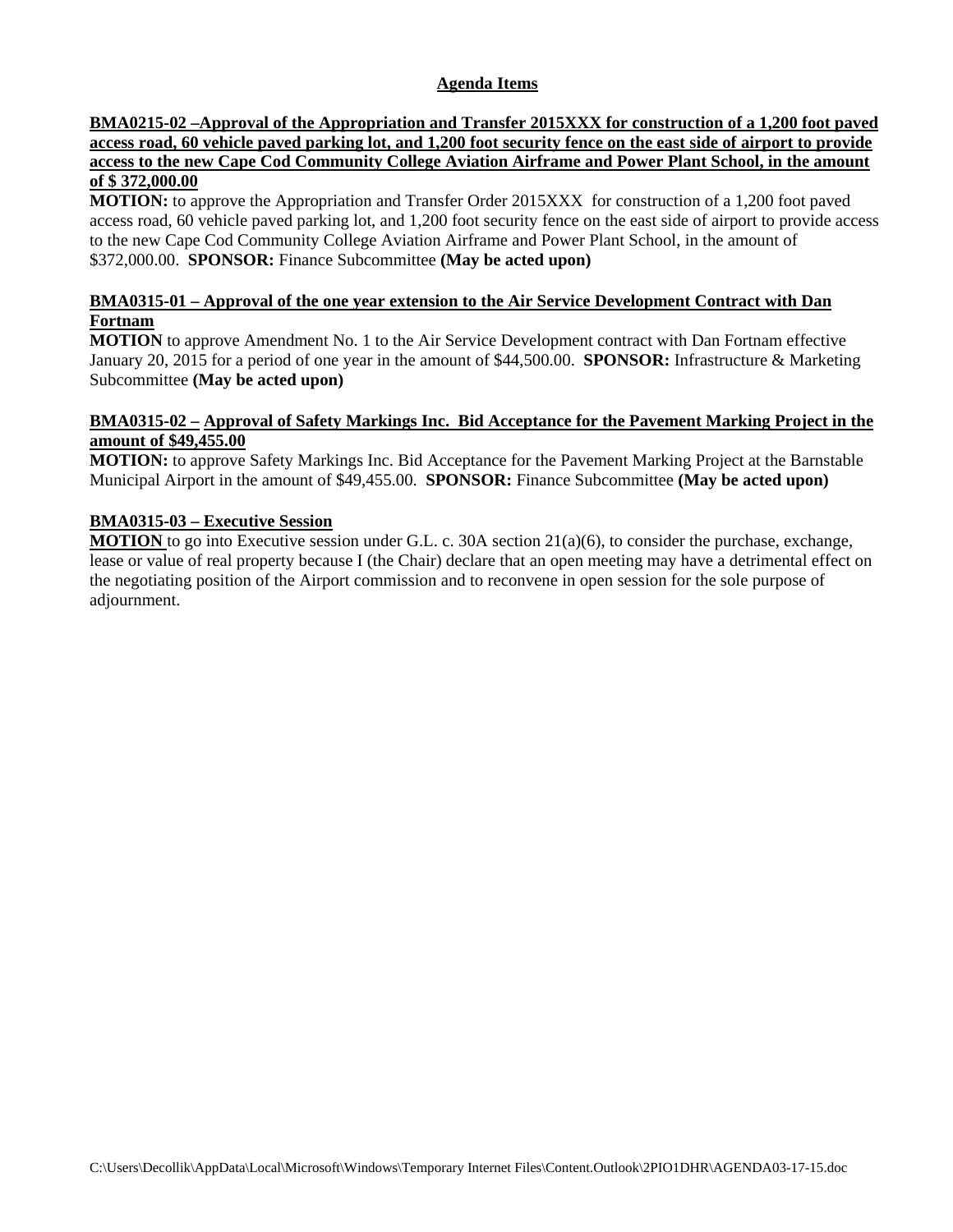## Agenda Items

**BMA0215-02 –Approval of the Appropriation and Transfer 2015XXX for construction of a 1,200 foot paved access road, 60 vehicle paved parking lot, and 1,200 foot security fence on the east side of airport to provide access to the new Cape Cod Community College Aviation Airframe and Power Plant School, in the amount of $ 372,000.00**

**MOTION:** to approve the Appropriation and Transfer Order 2015XXX for construction of a 1,200 foot paved access road, 60 vehicle paved parking lot, and 1,200 foot security fence on the east side of airport to provide access to the new Cape Cod Community College Aviation Airframe and Power Plant School, in the amount of $372,000.00. **SPONSOR:** Finance Subcommittee **(May be acted upon)**

**BMA0315-01 – Approval of the one year extension to the Air Service Development Contract with Dan Fortnam**

**MOTION** to approve Amendment No. 1 to the Air Service Development contract with Dan Fortnam effective January 20, 2015 for a period of one year in the amount of $44,500.00. **SPONSOR:** Infrastructure & Marketing Subcommittee **(May be acted upon)**

**BMA0315-02 – Approval of Safety Markings Inc. Bid Acceptance for the Pavement Marking Project in the amount of $49,455.00**

**MOTION:** to approve Safety Markings Inc. Bid Acceptance for the Pavement Marking Project at the Barnstable Municipal Airport in the amount of $49,455.00. **SPONSOR:** Finance Subcommittee **(May be acted upon)**

**BMA0315-03 – Executive Session**

**MOTION** to go into Executive session under G.L. c. 30A section 21(a)(6), to consider the purchase, exchange, lease or value of real property because I (the Chair) declare that an open meeting may have a detrimental effect on the negotiating position of the Airport commission and to reconvene in open session for the sole purpose of adjournment.

C:\Users\Decollik\AppData\Local\Microsoft\Windows\Temporary Internet Files\Content.Outlook\2PIO1DHR\AGENDA03-17-15.doc